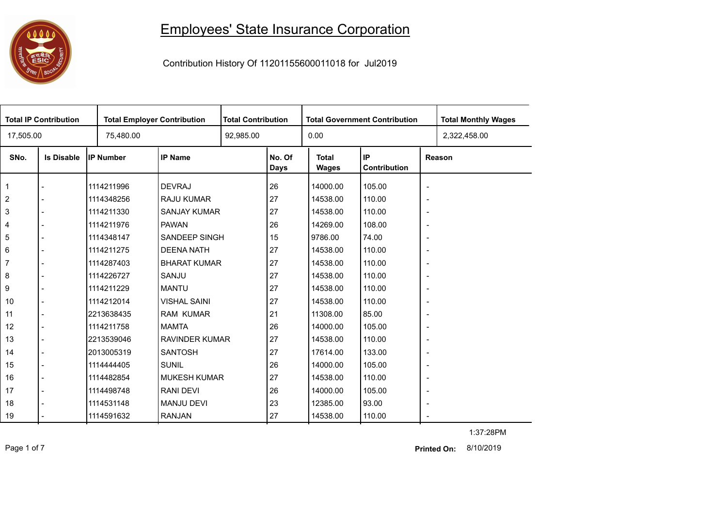# Employees' State Insurance Corporation

Contribution History Of 11201155600011018 for Jul2019

| Total IP Contribution | Total Employer Contribution | Total Contribution | Total Government Contribution | Total Monthly Wages |
|---|---|---|---|---|
| 17,505.00 | 75,480.00 | 92,985.00 | 0.00 | 2,322,458.00 |

| SNo. | Is Disable | IP Number | IP Name | No. Of Days | Total Wages | IP Contribution | Reason |
|---|---|---|---|---|---|---|---|
| 1 | - | 1114211996 | DEVRAJ | 26 | 14000.00 | 105.00 | - |
| 2 | - | 1114348256 | RAJU KUMAR | 27 | 14538.00 | 110.00 | - |
| 3 | - | 1114211330 | SANJAY KUMAR | 27 | 14538.00 | 110.00 | - |
| 4 | - | 1114211976 | PAWAN | 26 | 14269.00 | 108.00 | - |
| 5 | - | 1114348147 | SANDEEP SINGH | 15 | 9786.00 | 74.00 | - |
| 6 | - | 1114211275 | DEENA NATH | 27 | 14538.00 | 110.00 | - |
| 7 | - | 1114287403 | BHARAT KUMAR | 27 | 14538.00 | 110.00 | - |
| 8 | - | 1114226727 | SANJU | 27 | 14538.00 | 110.00 | - |
| 9 | - | 1114211229 | MANTU | 27 | 14538.00 | 110.00 | - |
| 10 | - | 1114212014 | VISHAL SAINI | 27 | 14538.00 | 110.00 | - |
| 11 | - | 2213638435 | RAM KUMAR | 21 | 11308.00 | 85.00 | - |
| 12 | - | 1114211758 | MAMTA | 26 | 14000.00 | 105.00 | - |
| 13 | - | 2213539046 | RAVINDER KUMAR | 27 | 14538.00 | 110.00 | - |
| 14 | - | 2013005319 | SANTOSH | 27 | 17614.00 | 133.00 | - |
| 15 | - | 1114444405 | SUNIL | 26 | 14000.00 | 105.00 | - |
| 16 | - | 1114482854 | MUKESH KUMAR | 27 | 14538.00 | 110.00 | - |
| 17 | - | 1114498748 | RANI DEVI | 26 | 14000.00 | 105.00 | - |
| 18 | - | 1114531148 | MANJU DEVI | 23 | 12385.00 | 93.00 | - |
| 19 | - | 1114591632 | RANJAN | 27 | 14538.00 | 110.00 | - |

1:37:28PM

**Printed On:** 8/10/2019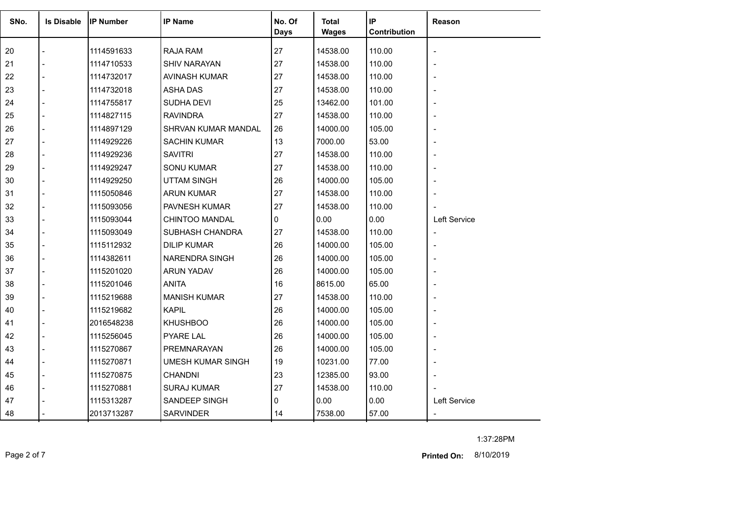| SNo. | Is Disable | IP Number | IP Name | No. Of Days | Total Wages | IP Contribution | Reason |
|---|---|---|---|---|---|---|---|
| 20 | - | 1114591633 | RAJA RAM | 27 | 14538.00 | 110.00 | - |
| 21 | - | 1114710533 | SHIV NARAYAN | 27 | 14538.00 | 110.00 | - |
| 22 | - | 1114732017 | AVINASH KUMAR | 27 | 14538.00 | 110.00 | - |
| 23 | - | 1114732018 | ASHA DAS | 27 | 14538.00 | 110.00 | - |
| 24 | - | 1114755817 | SUDHA DEVI | 25 | 13462.00 | 101.00 | - |
| 25 | - | 1114827115 | RAVINDRA | 27 | 14538.00 | 110.00 | - |
| 26 | - | 1114897129 | SHRVAN KUMAR MANDAL | 26 | 14000.00 | 105.00 | - |
| 27 | - | 1114929226 | SACHIN KUMAR | 13 | 7000.00 | 53.00 | - |
| 28 | - | 1114929236 | SAVITRI | 27 | 14538.00 | 110.00 | - |
| 29 | - | 1114929247 | SONU KUMAR | 27 | 14538.00 | 110.00 | - |
| 30 | - | 1114929250 | UTTAM SINGH | 26 | 14000.00 | 105.00 | - |
| 31 | - | 1115050846 | ARUN KUMAR | 27 | 14538.00 | 110.00 | - |
| 32 | - | 1115093056 | PAVNESH KUMAR | 27 | 14538.00 | 110.00 | - |
| 33 | - | 1115093044 | CHINTOO MANDAL | 0 | 0.00 | 0.00 | Left Service |
| 34 | - | 1115093049 | SUBHASH CHANDRA | 27 | 14538.00 | 110.00 | - |
| 35 | - | 1115112932 | DILIP KUMAR | 26 | 14000.00 | 105.00 | - |
| 36 | - | 1114382611 | NARENDRA SINGH | 26 | 14000.00 | 105.00 | - |
| 37 | - | 1115201020 | ARUN YADAV | 26 | 14000.00 | 105.00 | - |
| 38 | - | 1115201046 | ANITA | 16 | 8615.00 | 65.00 | - |
| 39 | - | 1115219688 | MANISH KUMAR | 27 | 14538.00 | 110.00 | - |
| 40 | - | 1115219682 | KAPIL | 26 | 14000.00 | 105.00 | - |
| 41 | - | 2016548238 | KHUSHBOO | 26 | 14000.00 | 105.00 | - |
| 42 | - | 1115256045 | PYARE LAL | 26 | 14000.00 | 105.00 | - |
| 43 | - | 1115270867 | PREMNARAYAN | 26 | 14000.00 | 105.00 | - |
| 44 | - | 1115270871 | UMESH KUMAR SINGH | 19 | 10231.00 | 77.00 | - |
| 45 | - | 1115270875 | CHANDNI | 23 | 12385.00 | 93.00 | - |
| 46 | - | 1115270881 | SURAJ KUMAR | 27 | 14538.00 | 110.00 | - |
| 47 | - | 1115313287 | SANDEEP SINGH | 0 | 0.00 | 0.00 | Left Service |
| 48 | - | 2013713287 | SARVINDER | 14 | 7538.00 | 57.00 | - |

1:37:28PM

**Printed On:** 8/10/2019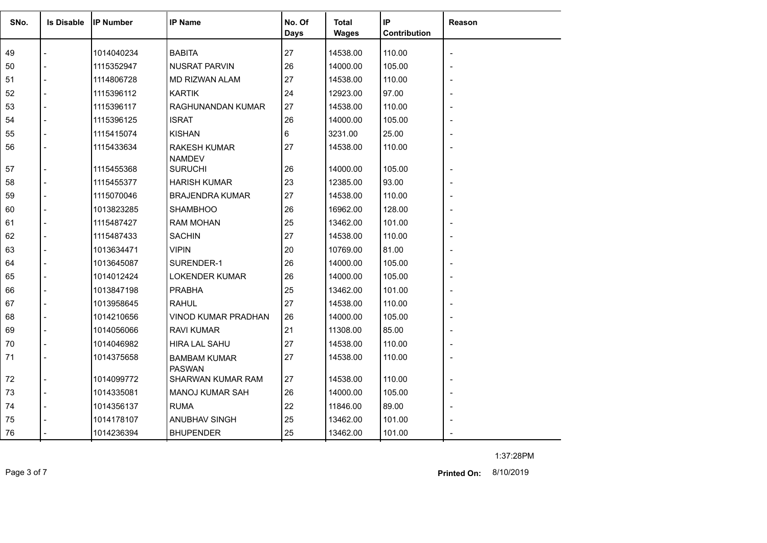| SNo. | Is Disable | IP Number | IP Name | No. Of Days | Total Wages | IP Contribution | Reason |
|---|---|---|---|---|---|---|---|
| 49 | - | 1014040234 | BABITA | 27 | 14538.00 | 110.00 | - |
| 50 | - | 1115352947 | NUSRAT PARVIN | 26 | 14000.00 | 105.00 | - |
| 51 | - | 1114806728 | MD RIZWAN ALAM | 27 | 14538.00 | 110.00 | - |
| 52 | - | 1115396112 | KARTIK | 24 | 12923.00 | 97.00 | - |
| 53 | - | 1115396117 | RAGHUNANDAN KUMAR | 27 | 14538.00 | 110.00 | - |
| 54 | - | 1115396125 | ISRAT | 26 | 14000.00 | 105.00 | - |
| 55 | - | 1115415074 | KISHAN | 6 | 3231.00 | 25.00 | - |
| 56 | - | 1115433634 | RAKESH KUMAR NAMDEV | 27 | 14538.00 | 110.00 | - |
| 57 | - | 1115455368 | SURUCHI | 26 | 14000.00 | 105.00 | - |
| 58 | - | 1115455377 | HARISH KUMAR | 23 | 12385.00 | 93.00 | - |
| 59 | - | 1115070046 | BRAJENDRA KUMAR | 27 | 14538.00 | 110.00 | - |
| 60 | - | 1013823285 | SHAMBHOO | 26 | 16962.00 | 128.00 | - |
| 61 | - | 1115487427 | RAM MOHAN | 25 | 13462.00 | 101.00 | - |
| 62 | - | 1115487433 | SACHIN | 27 | 14538.00 | 110.00 | - |
| 63 | - | 1013634471 | VIPIN | 20 | 10769.00 | 81.00 | - |
| 64 | - | 1013645087 | SURENDER-1 | 26 | 14000.00 | 105.00 | - |
| 65 | - | 1014012424 | LOKENDER KUMAR | 26 | 14000.00 | 105.00 | - |
| 66 | - | 1013847198 | PRABHA | 25 | 13462.00 | 101.00 | - |
| 67 | - | 1013958645 | RAHUL | 27 | 14538.00 | 110.00 | - |
| 68 | - | 1014210656 | VINOD KUMAR PRADHAN | 26 | 14000.00 | 105.00 | - |
| 69 | - | 1014056066 | RAVI KUMAR | 21 | 11308.00 | 85.00 | - |
| 70 | - | 1014046982 | HIRA LAL SAHU | 27 | 14538.00 | 110.00 | - |
| 71 | - | 1014375658 | BAMBAM KUMAR PASWAN | 27 | 14538.00 | 110.00 | - |
| 72 | - | 1014099772 | SHARWAN KUMAR RAM | 27 | 14538.00 | 110.00 | - |
| 73 | - | 1014335081 | MANOJ KUMAR SAH | 26 | 14000.00 | 105.00 | - |
| 74 | - | 1014356137 | RUMA | 22 | 11846.00 | 89.00 | - |
| 75 | - | 1014178107 | ANUBHAV SINGH | 25 | 13462.00 | 101.00 | - |
| 76 | - | 1014236394 | BHUPENDER | 25 | 13462.00 | 101.00 | - |

1:37:28PM

**Printed On:** 8/10/2019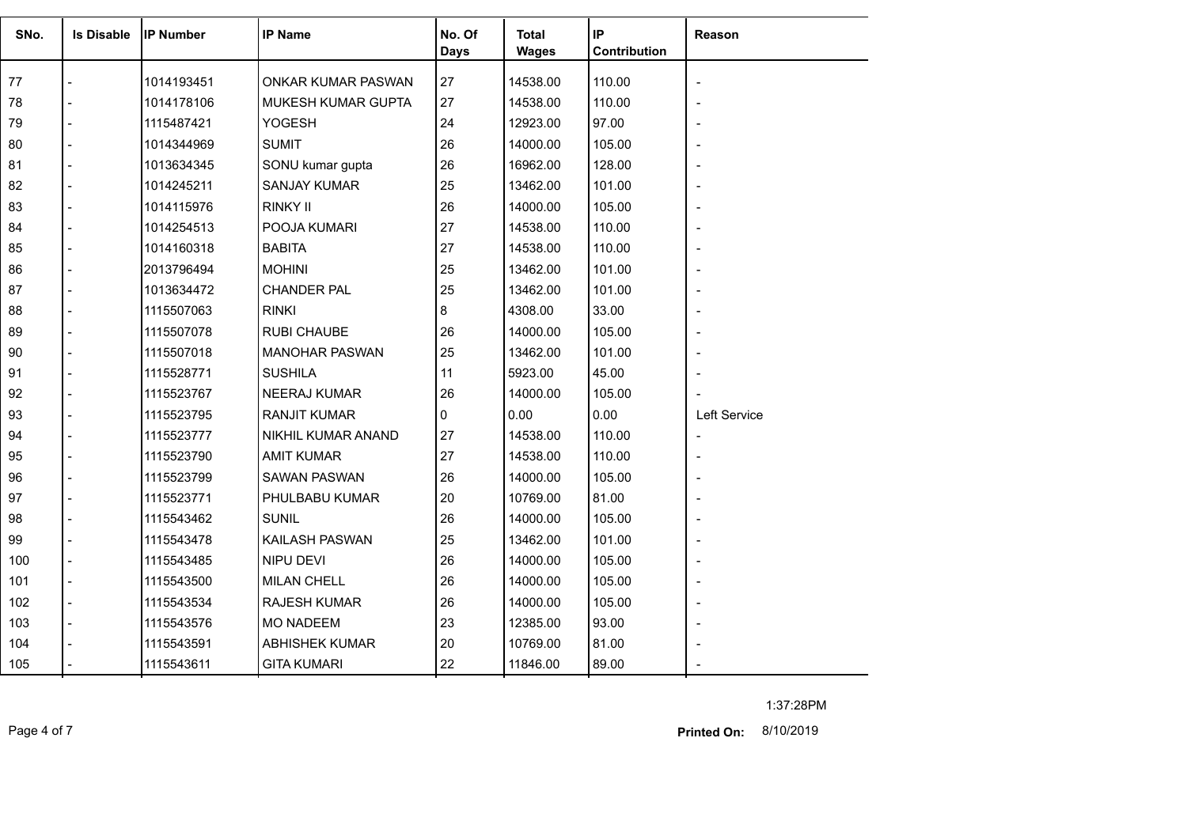| SNo. | Is Disable | IP Number | IP Name | No. Of Days | Total Wages | IP Contribution | Reason |
|---|---|---|---|---|---|---|---|
| 77 | - | 1014193451 | ONKAR KUMAR PASWAN | 27 | 14538.00 | 110.00 | - |
| 78 | - | 1014178106 | MUKESH KUMAR GUPTA | 27 | 14538.00 | 110.00 | - |
| 79 | - | 1115487421 | YOGESH | 24 | 12923.00 | 97.00 | - |
| 80 | - | 1014344969 | SUMIT | 26 | 14000.00 | 105.00 | - |
| 81 | - | 1013634345 | SONU kumar gupta | 26 | 16962.00 | 128.00 | - |
| 82 | - | 1014245211 | SANJAY KUMAR | 25 | 13462.00 | 101.00 | - |
| 83 | - | 1014115976 | RINKY II | 26 | 14000.00 | 105.00 | - |
| 84 | - | 1014254513 | POOJA KUMARI | 27 | 14538.00 | 110.00 | - |
| 85 | - | 1014160318 | BABITA | 27 | 14538.00 | 110.00 | - |
| 86 | - | 2013796494 | MOHINI | 25 | 13462.00 | 101.00 | - |
| 87 | - | 1013634472 | CHANDER PAL | 25 | 13462.00 | 101.00 | - |
| 88 | - | 1115507063 | RINKI | 8 | 4308.00 | 33.00 | - |
| 89 | - | 1115507078 | RUBI CHAUBE | 26 | 14000.00 | 105.00 | - |
| 90 | - | 1115507018 | MANOHAR PASWAN | 25 | 13462.00 | 101.00 | - |
| 91 | - | 1115528771 | SUSHILA | 11 | 5923.00 | 45.00 | - |
| 92 | - | 1115523767 | NEERAJ KUMAR | 26 | 14000.00 | 105.00 | - |
| 93 | - | 1115523795 | RANJIT KUMAR | 0 | 0.00 | 0.00 | Left Service |
| 94 | - | 1115523777 | NIKHIL KUMAR ANAND | 27 | 14538.00 | 110.00 | - |
| 95 | - | 1115523790 | AMIT KUMAR | 27 | 14538.00 | 110.00 | - |
| 96 | - | 1115523799 | SAWAN PASWAN | 26 | 14000.00 | 105.00 | - |
| 97 | - | 1115523771 | PHULBABU KUMAR | 20 | 10769.00 | 81.00 | - |
| 98 | - | 1115543462 | SUNIL | 26 | 14000.00 | 105.00 | - |
| 99 | - | 1115543478 | KAILASH PASWAN | 25 | 13462.00 | 101.00 | - |
| 100 | - | 1115543485 | NIPU DEVI | 26 | 14000.00 | 105.00 | - |
| 101 | - | 1115543500 | MILAN CHELL | 26 | 14000.00 | 105.00 | - |
| 102 | - | 1115543534 | RAJESH KUMAR | 26 | 14000.00 | 105.00 | - |
| 103 | - | 1115543576 | MO NADEEM | 23 | 12385.00 | 93.00 | - |
| 104 | - | 1115543591 | ABHISHEK KUMAR | 20 | 10769.00 | 81.00 | - |
| 105 | - | 1115543611 | GITA KUMARI | 22 | 11846.00 | 89.00 | - |

1:37:28PM

**Printed On:** 8/10/2019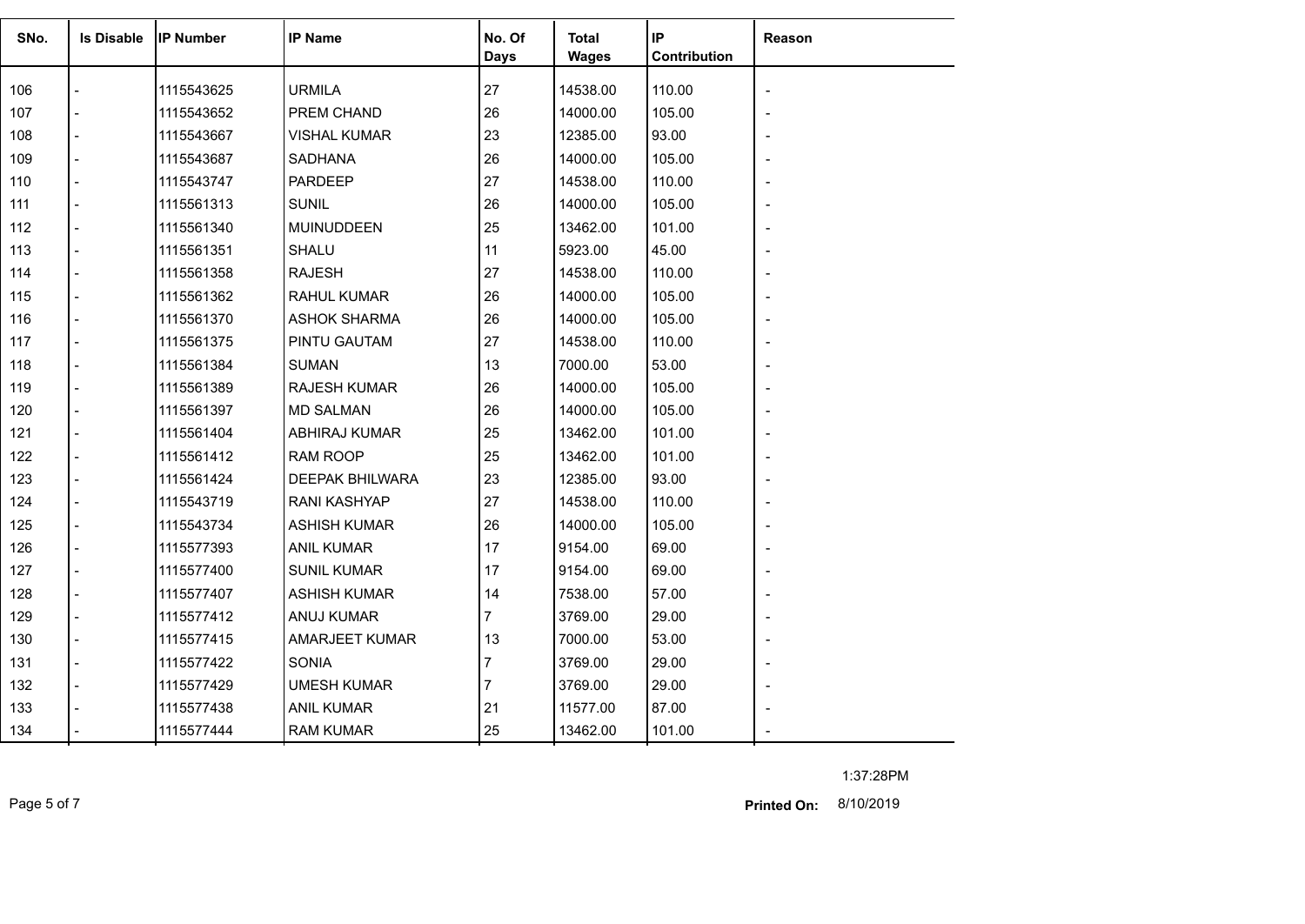| SNo. | Is Disable | IP Number | IP Name | No. Of Days | Total Wages | IP Contribution | Reason |
|---|---|---|---|---|---|---|---|
| 106 | - | 1115543625 | URMILA | 27 | 14538.00 | 110.00 | - |
| 107 | - | 1115543652 | PREM CHAND | 26 | 14000.00 | 105.00 | - |
| 108 | - | 1115543667 | VISHAL KUMAR | 23 | 12385.00 | 93.00 | - |
| 109 | - | 1115543687 | SADHANA | 26 | 14000.00 | 105.00 | - |
| 110 | - | 1115543747 | PARDEEP | 27 | 14538.00 | 110.00 | - |
| 111 | - | 1115561313 | SUNIL | 26 | 14000.00 | 105.00 | - |
| 112 | - | 1115561340 | MUINUDDEEN | 25 | 13462.00 | 101.00 | - |
| 113 | - | 1115561351 | SHALU | 11 | 5923.00 | 45.00 | - |
| 114 | - | 1115561358 | RAJESH | 27 | 14538.00 | 110.00 | - |
| 115 | - | 1115561362 | RAHUL KUMAR | 26 | 14000.00 | 105.00 | - |
| 116 | - | 1115561370 | ASHOK SHARMA | 26 | 14000.00 | 105.00 | - |
| 117 | - | 1115561375 | PINTU GAUTAM | 27 | 14538.00 | 110.00 | - |
| 118 | - | 1115561384 | SUMAN | 13 | 7000.00 | 53.00 | - |
| 119 | - | 1115561389 | RAJESH KUMAR | 26 | 14000.00 | 105.00 | - |
| 120 | - | 1115561397 | MD SALMAN | 26 | 14000.00 | 105.00 | - |
| 121 | - | 1115561404 | ABHIRAJ KUMAR | 25 | 13462.00 | 101.00 | - |
| 122 | - | 1115561412 | RAM ROOP | 25 | 13462.00 | 101.00 | - |
| 123 | - | 1115561424 | DEEPAK BHILWARA | 23 | 12385.00 | 93.00 | - |
| 124 | - | 1115543719 | RANI KASHYAP | 27 | 14538.00 | 110.00 | - |
| 125 | - | 1115543734 | ASHISH KUMAR | 26 | 14000.00 | 105.00 | - |
| 126 | - | 1115577393 | ANIL KUMAR | 17 | 9154.00 | 69.00 | - |
| 127 | - | 1115577400 | SUNIL KUMAR | 17 | 9154.00 | 69.00 | - |
| 128 | - | 1115577407 | ASHISH KUMAR | 14 | 7538.00 | 57.00 | - |
| 129 | - | 1115577412 | ANUJ KUMAR | 7 | 3769.00 | 29.00 | - |
| 130 | - | 1115577415 | AMARJEET KUMAR | 13 | 7000.00 | 53.00 | - |
| 131 | - | 1115577422 | SONIA | 7 | 3769.00 | 29.00 | - |
| 132 | - | 1115577429 | UMESH KUMAR | 7 | 3769.00 | 29.00 | - |
| 133 | - | 1115577438 | ANIL KUMAR | 21 | 11577.00 | 87.00 | - |
| 134 | - | 1115577444 | RAM KUMAR | 25 | 13462.00 | 101.00 | - |

1:37:28PM

**Printed On:** 8/10/2019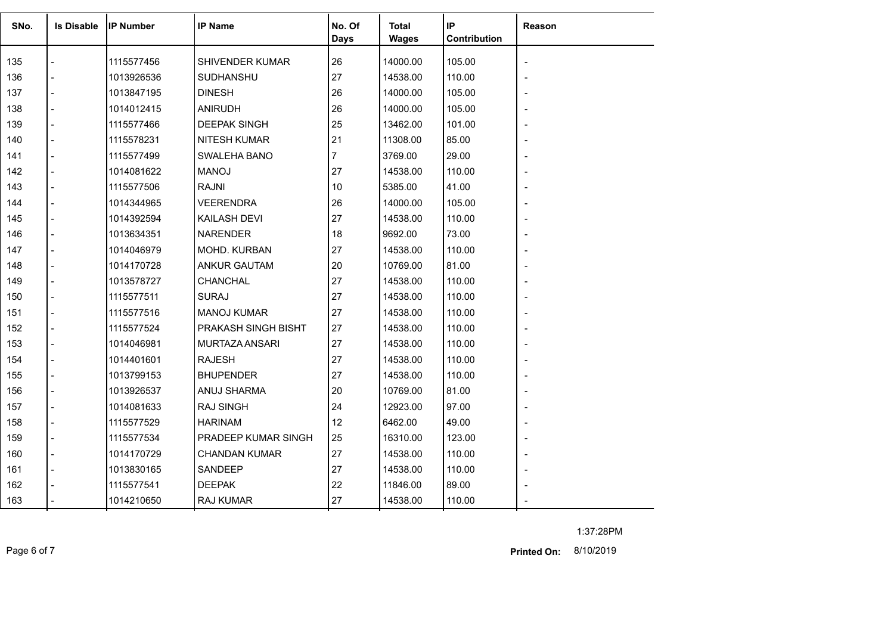| SNo. | Is Disable | IP Number | IP Name | No. Of Days | Total Wages | IP Contribution | Reason |
|---|---|---|---|---|---|---|---|
| 135 | - | 1115577456 | SHIVENDER KUMAR | 26 | 14000.00 | 105.00 | - |
| 136 | - | 1013926536 | SUDHANSHU | 27 | 14538.00 | 110.00 | - |
| 137 | - | 1013847195 | DINESH | 26 | 14000.00 | 105.00 | - |
| 138 | - | 1014012415 | ANIRUDH | 26 | 14000.00 | 105.00 | - |
| 139 | - | 1115577466 | DEEPAK SINGH | 25 | 13462.00 | 101.00 | - |
| 140 | - | 1115578231 | NITESH KUMAR | 21 | 11308.00 | 85.00 | - |
| 141 | - | 1115577499 | SWALEHA BANO | 7 | 3769.00 | 29.00 | - |
| 142 | - | 1014081622 | MANOJ | 27 | 14538.00 | 110.00 | - |
| 143 | - | 1115577506 | RAJNI | 10 | 5385.00 | 41.00 | - |
| 144 | - | 1014344965 | VEERENDRA | 26 | 14000.00 | 105.00 | - |
| 145 | - | 1014392594 | KAILASH DEVI | 27 | 14538.00 | 110.00 | - |
| 146 | - | 1013634351 | NARENDER | 18 | 9692.00 | 73.00 | - |
| 147 | - | 1014046979 | MOHD. KURBAN | 27 | 14538.00 | 110.00 | - |
| 148 | - | 1014170728 | ANKUR GAUTAM | 20 | 10769.00 | 81.00 | - |
| 149 | - | 1013578727 | CHANCHAL | 27 | 14538.00 | 110.00 | - |
| 150 | - | 1115577511 | SURAJ | 27 | 14538.00 | 110.00 | - |
| 151 | - | 1115577516 | MANOJ KUMAR | 27 | 14538.00 | 110.00 | - |
| 152 | - | 1115577524 | PRAKASH SINGH BISHT | 27 | 14538.00 | 110.00 | - |
| 153 | - | 1014046981 | MURTAZA ANSARI | 27 | 14538.00 | 110.00 | - |
| 154 | - | 1014401601 | RAJESH | 27 | 14538.00 | 110.00 | - |
| 155 | - | 1013799153 | BHUPENDER | 27 | 14538.00 | 110.00 | - |
| 156 | - | 1013926537 | ANUJ SHARMA | 20 | 10769.00 | 81.00 | - |
| 157 | - | 1014081633 | RAJ SINGH | 24 | 12923.00 | 97.00 | - |
| 158 | - | 1115577529 | HARINAM | 12 | 6462.00 | 49.00 | - |
| 159 | - | 1115577534 | PRADEEP KUMAR SINGH | 25 | 16310.00 | 123.00 | - |
| 160 | - | 1014170729 | CHANDAN KUMAR | 27 | 14538.00 | 110.00 | - |
| 161 | - | 1013830165 | SANDEEP | 27 | 14538.00 | 110.00 | - |
| 162 | - | 1115577541 | DEEPAK | 22 | 11846.00 | 89.00 | - |
| 163 | - | 1014210650 | RAJ KUMAR | 27 | 14538.00 | 110.00 | - |

1:37:28PM

**Printed On:** 8/10/2019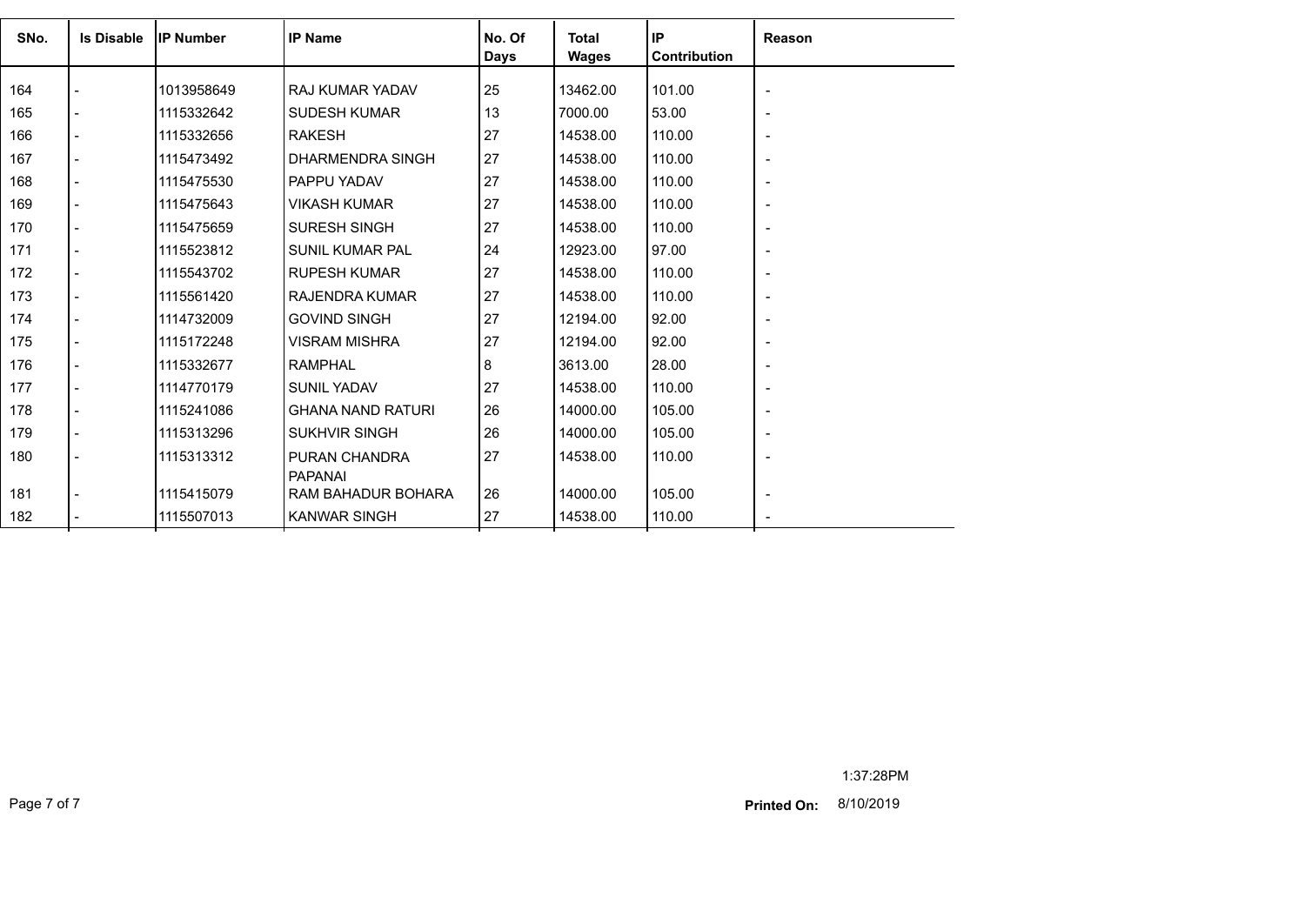| SNo. | Is Disable | IP Number | IP Name | No. Of Days | Total Wages | IP Contribution | Reason |
|---|---|---|---|---|---|---|---|
| 164 | - | 1013958649 | RAJ KUMAR YADAV | 25 | 13462.00 | 101.00 | - |
| 165 | - | 1115332642 | SUDESH KUMAR | 13 | 7000.00 | 53.00 | - |
| 166 | - | 1115332656 | RAKESH | 27 | 14538.00 | 110.00 | - |
| 167 | - | 1115473492 | DHARMENDRA SINGH | 27 | 14538.00 | 110.00 | - |
| 168 | - | 1115475530 | PAPPU YADAV | 27 | 14538.00 | 110.00 | - |
| 169 | - | 1115475643 | VIKASH KUMAR | 27 | 14538.00 | 110.00 | - |
| 170 | - | 1115475659 | SURESH SINGH | 27 | 14538.00 | 110.00 | - |
| 171 | - | 1115523812 | SUNIL KUMAR PAL | 24 | 12923.00 | 97.00 | - |
| 172 | - | 1115543702 | RUPESH KUMAR | 27 | 14538.00 | 110.00 | - |
| 173 | - | 1115561420 | RAJENDRA KUMAR | 27 | 14538.00 | 110.00 | - |
| 174 | - | 1114732009 | GOVIND SINGH | 27 | 12194.00 | 92.00 | - |
| 175 | - | 1115172248 | VISRAM MISHRA | 27 | 12194.00 | 92.00 | - |
| 176 | - | 1115332677 | RAMPHAL | 8 | 3613.00 | 28.00 | - |
| 177 | - | 1114770179 | SUNIL YADAV | 27 | 14538.00 | 110.00 | - |
| 178 | - | 1115241086 | GHANA NAND RATURI | 26 | 14000.00 | 105.00 | - |
| 179 | - | 1115313296 | SUKHVIR SINGH | 26 | 14000.00 | 105.00 | - |
| 180 | - | 1115313312 | PURAN CHANDRA PAPANAI | 27 | 14538.00 | 110.00 | - |
| 181 | - | 1115415079 | RAM BAHADUR BOHARA | 26 | 14000.00 | 105.00 | - |
| 182 | - | 1115507013 | KANWAR SINGH | 27 | 14538.00 | 110.00 | - |

1:37:28PM

**Printed On:** 8/10/2019